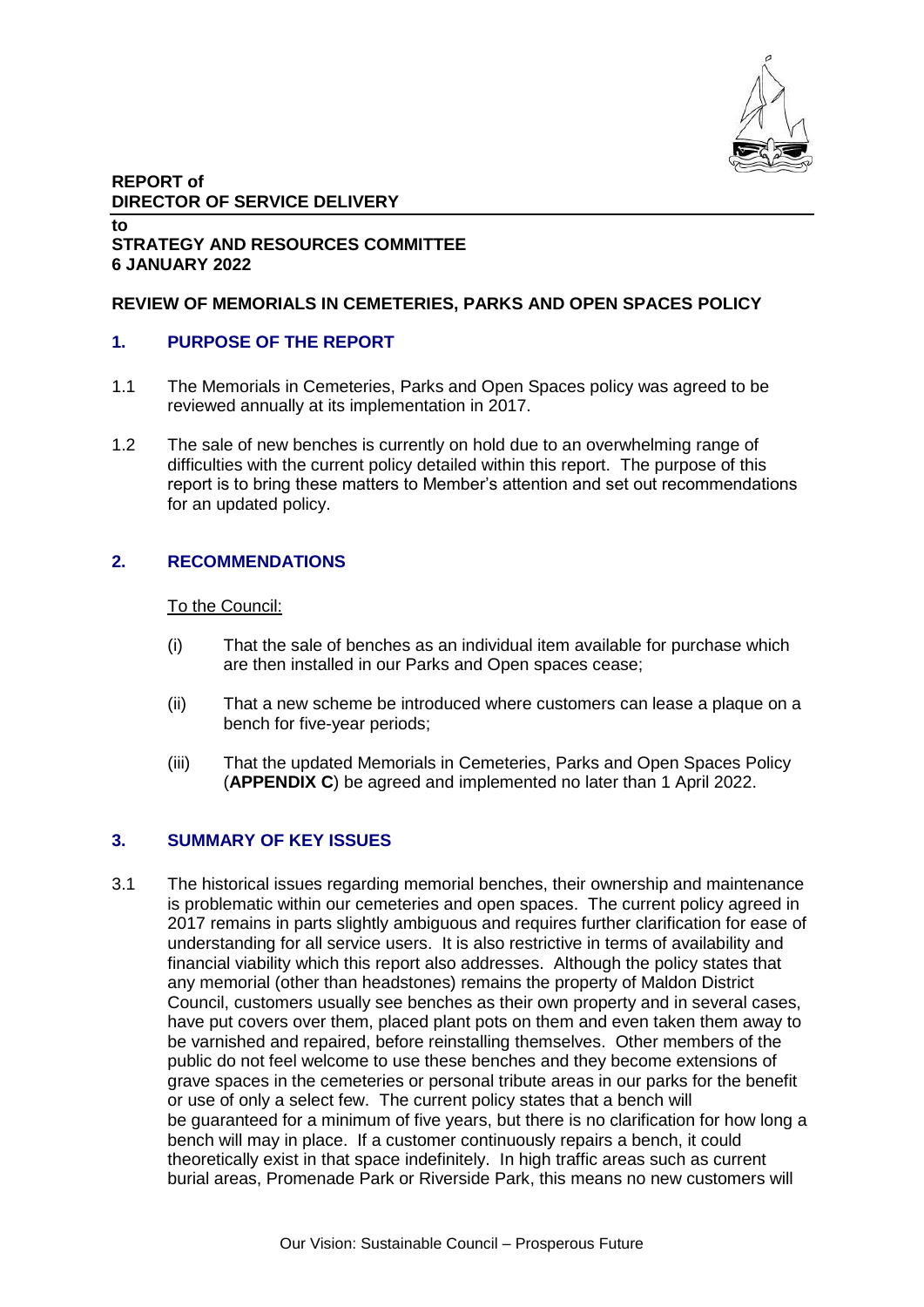**REPORT of**
**DIRECTOR OF SERVICE DELIVERY**

**to**
**STRATEGY AND RESOURCES COMMITTEE**
**6 JANUARY 2022**

## REVIEW OF MEMORIALS IN CEMETERIES, PARKS AND OPEN SPACES POLICY

### 1. PURPOSE OF THE REPORT

1.1 The Memorials in Cemeteries, Parks and Open Spaces policy was agreed to be reviewed annually at its implementation in 2017.

1.2 The sale of new benches is currently on hold due to an overwhelming range of difficulties with the current policy detailed within this report. The purpose of this report is to bring these matters to Member's attention and set out recommendations for an updated policy.

### 2. RECOMMENDATIONS

To the Council:

(i) That the sale of benches as an individual item available for purchase which are then installed in our Parks and Open spaces cease;

(ii) That a new scheme be introduced where customers can lease a plaque on a bench for five-year periods;

(iii) That the updated Memorials in Cemeteries, Parks and Open Spaces Policy (**APPENDIX C**) be agreed and implemented no later than 1 April 2022.

### 3. SUMMARY OF KEY ISSUES

3.1 The historical issues regarding memorial benches, their ownership and maintenance is problematic within our cemeteries and open spaces. The current policy agreed in 2017 remains in parts slightly ambiguous and requires further clarification for ease of understanding for all service users. It is also restrictive in terms of availability and financial viability which this report also addresses. Although the policy states that any memorial (other than headstones) remains the property of Maldon District Council, customers usually see benches as their own property and in several cases, have put covers over them, placed plant pots on them and even taken them away to be varnished and repaired, before reinstalling themselves. Other members of the public do not feel welcome to use these benches and they become extensions of grave spaces in the cemeteries or personal tribute areas in our parks for the benefit or use of only a select few. The current policy states that a bench will be guaranteed for a minimum of five years, but there is no clarification for how long a bench will may in place. If a customer continuously repairs a bench, it could theoretically exist in that space indefinitely. In high traffic areas such as current burial areas, Promenade Park or Riverside Park, this means no new customers will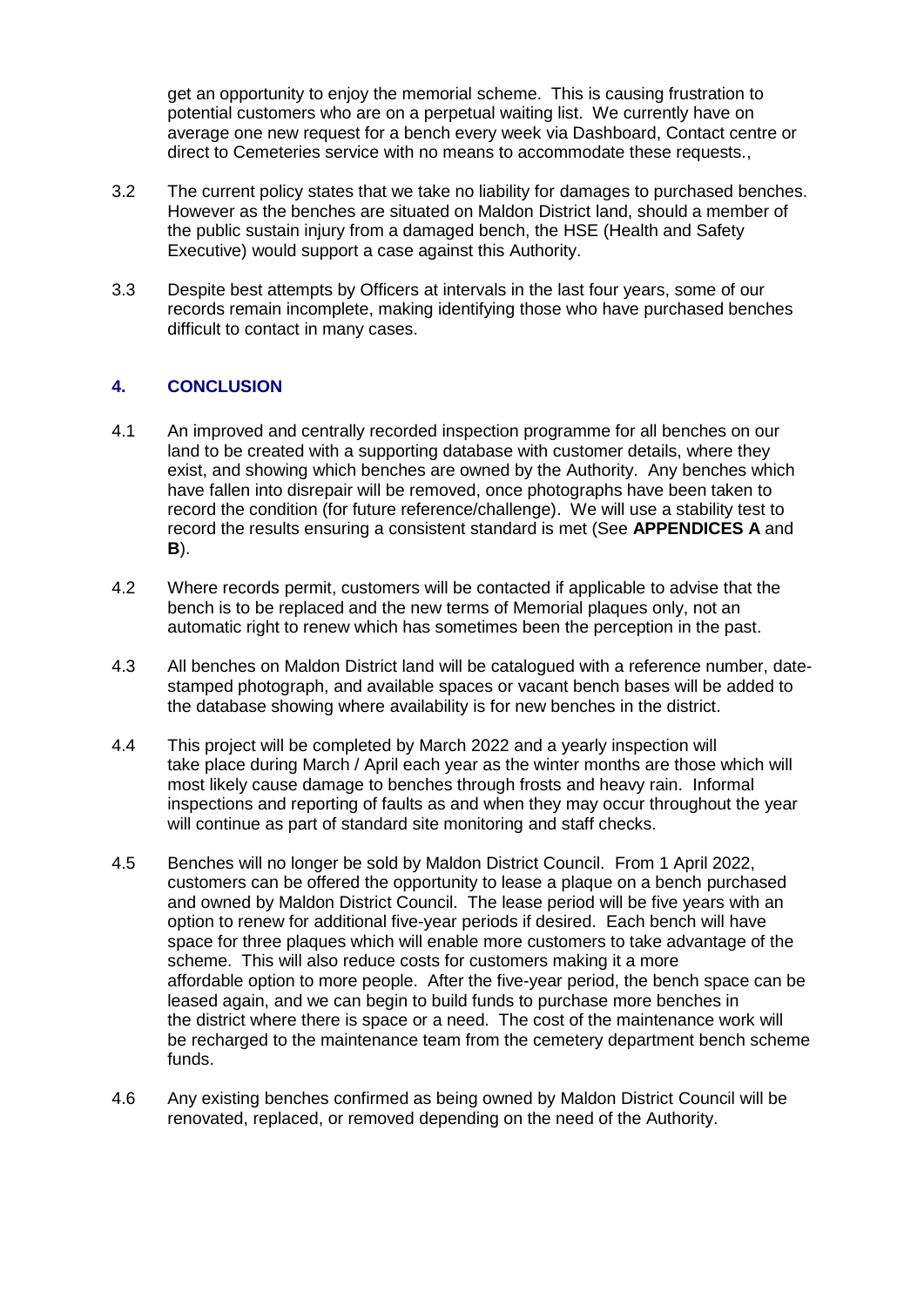get an opportunity to enjoy the memorial scheme. This is causing frustration to potential customers who are on a perpetual waiting list. We currently have on average one new request for a bench every week via Dashboard, Contact centre or direct to Cemeteries service with no means to accommodate these requests.,

3.2 The current policy states that we take no liability for damages to purchased benches. However as the benches are situated on Maldon District land, should a member of the public sustain injury from a damaged bench, the HSE (Health and Safety Executive) would support a case against this Authority.

3.3 Despite best attempts by Officers at intervals in the last four years, some of our records remain incomplete, making identifying those who have purchased benches difficult to contact in many cases.

## 4. CONCLUSION

4.1 An improved and centrally recorded inspection programme for all benches on our land to be created with a supporting database with customer details, where they exist, and showing which benches are owned by the Authority. Any benches which have fallen into disrepair will be removed, once photographs have been taken to record the condition (for future reference/challenge). We will use a stability test to record the results ensuring a consistent standard is met (See **APPENDICES A** and **B**).

4.2 Where records permit, customers will be contacted if applicable to advise that the bench is to be replaced and the new terms of Memorial plaques only, not an automatic right to renew which has sometimes been the perception in the past.

4.3 All benches on Maldon District land will be catalogued with a reference number, date-stamped photograph, and available spaces or vacant bench bases will be added to the database showing where availability is for new benches in the district.

4.4 This project will be completed by March 2022 and a yearly inspection will take place during March / April each year as the winter months are those which will most likely cause damage to benches through frosts and heavy rain. Informal inspections and reporting of faults as and when they may occur throughout the year will continue as part of standard site monitoring and staff checks.

4.5 Benches will no longer be sold by Maldon District Council. From 1 April 2022, customers can be offered the opportunity to lease a plaque on a bench purchased and owned by Maldon District Council. The lease period will be five years with an option to renew for additional five-year periods if desired. Each bench will have space for three plaques which will enable more customers to take advantage of the scheme. This will also reduce costs for customers making it a more affordable option to more people. After the five-year period, the bench space can be leased again, and we can begin to build funds to purchase more benches in the district where there is space or a need. The cost of the maintenance work will be recharged to the maintenance team from the cemetery department bench scheme funds.

4.6 Any existing benches confirmed as being owned by Maldon District Council will be renovated, replaced, or removed depending on the need of the Authority.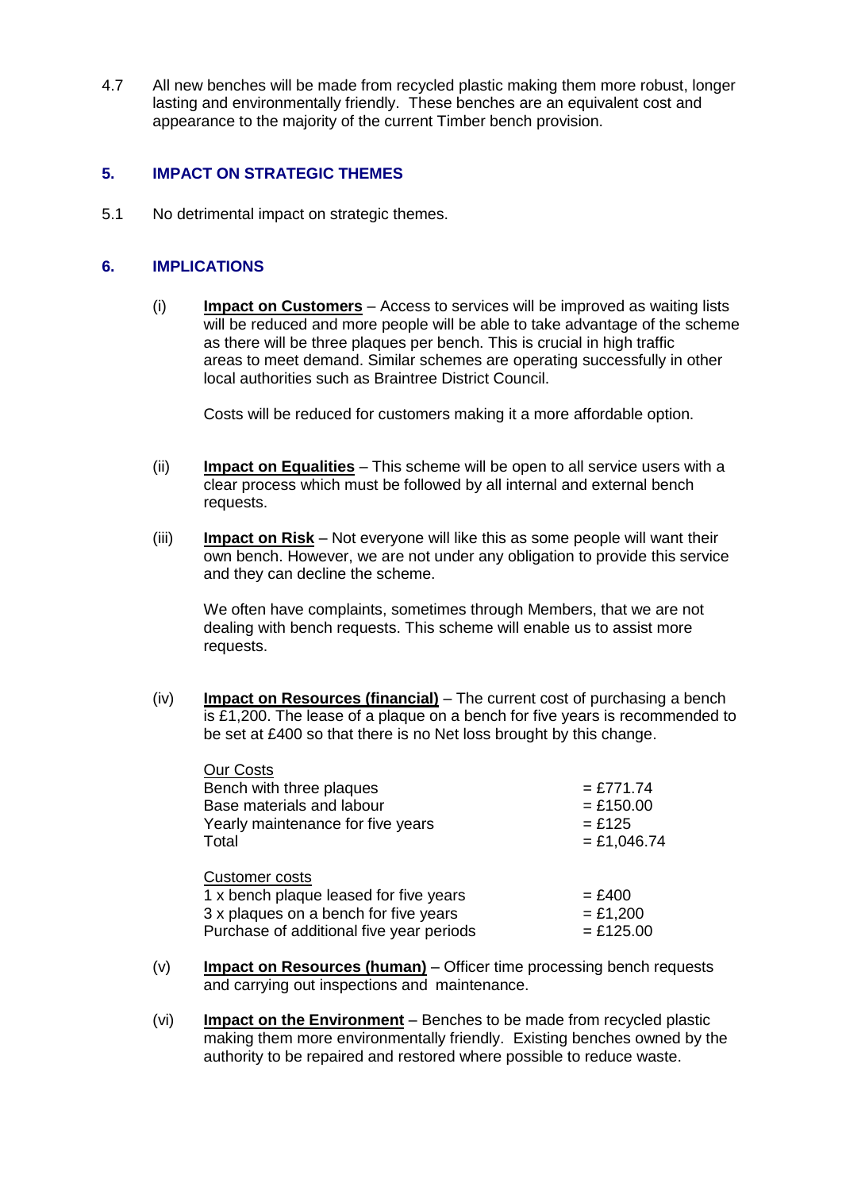4.7 All new benches will be made from recycled plastic making them more robust, longer lasting and environmentally friendly. These benches are an equivalent cost and appearance to the majority of the current Timber bench provision.

## 5. IMPACT ON STRATEGIC THEMES

5.1 No detrimental impact on strategic themes.

## 6. IMPLICATIONS

(i) **Impact on Customers** – Access to services will be improved as waiting lists will be reduced and more people will be able to take advantage of the scheme as there will be three plaques per bench. This is crucial in high traffic areas to meet demand. Similar schemes are operating successfully in other local authorities such as Braintree District Council.

Costs will be reduced for customers making it a more affordable option.

(ii) **Impact on Equalities** – This scheme will be open to all service users with a clear process which must be followed by all internal and external bench requests.

(iii) **Impact on Risk** – Not everyone will like this as some people will want their own bench. However, we are not under any obligation to provide this service and they can decline the scheme.

We often have complaints, sometimes through Members, that we are not dealing with bench requests. This scheme will enable us to assist more requests.

(iv) **Impact on Resources (financial)** – The current cost of purchasing a bench is £1,200. The lease of a plaque on a bench for five years is recommended to be set at £400 so that there is no Net loss brought by this change.

| | |
|---|---|
| Our Costs | |
| Bench with three plaques | = £771.74 |
| Base materials and labour | = £150.00 |
| Yearly maintenance for five years | = £125 |
| Total | = £1,046.74 |
| | |
| Customer costs | |
| 1 x bench plaque leased for five years | = £400 |
| 3 x plaques on a bench for five years | = £1,200 |
| Purchase of additional five year periods | = £125.00 |

(v) **Impact on Resources (human)** – Officer time processing bench requests and carrying out inspections and maintenance.

(vi) **Impact on the Environment** – Benches to be made from recycled plastic making them more environmentally friendly. Existing benches owned by the authority to be repaired and restored where possible to reduce waste.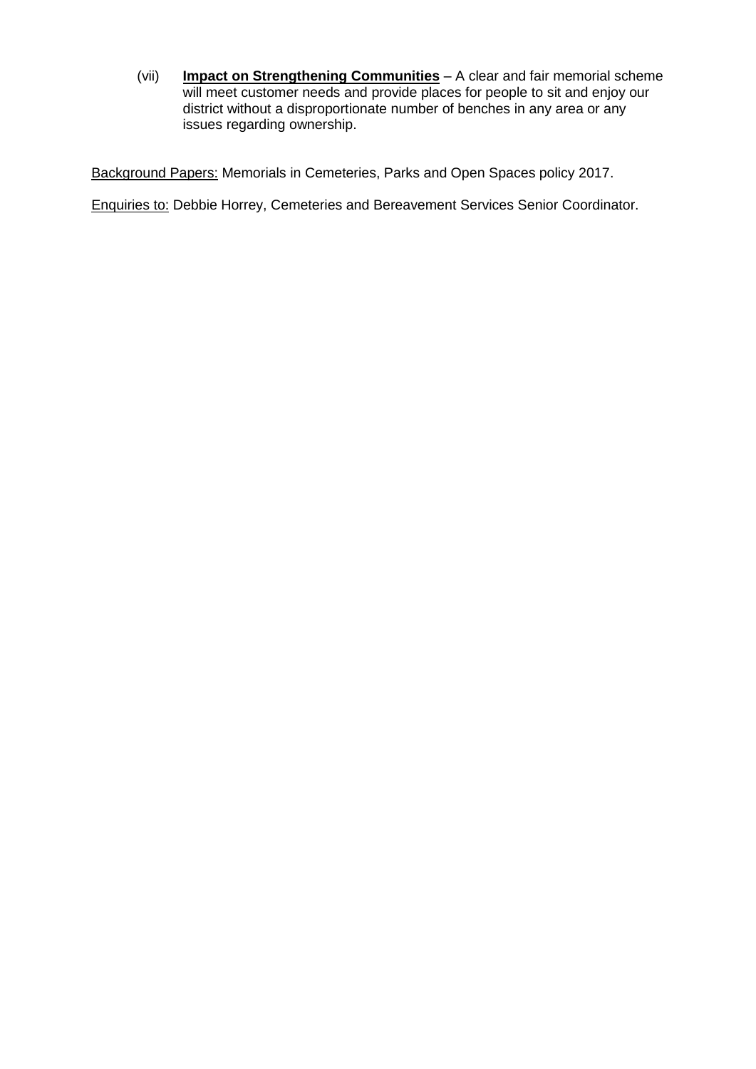(vii) **Impact on Strengthening Communities** – A clear and fair memorial scheme will meet customer needs and provide places for people to sit and enjoy our district without a disproportionate number of benches in any area or any issues regarding ownership.

Background Papers: Memorials in Cemeteries, Parks and Open Spaces policy 2017.

Enquiries to: Debbie Horrey, Cemeteries and Bereavement Services Senior Coordinator.